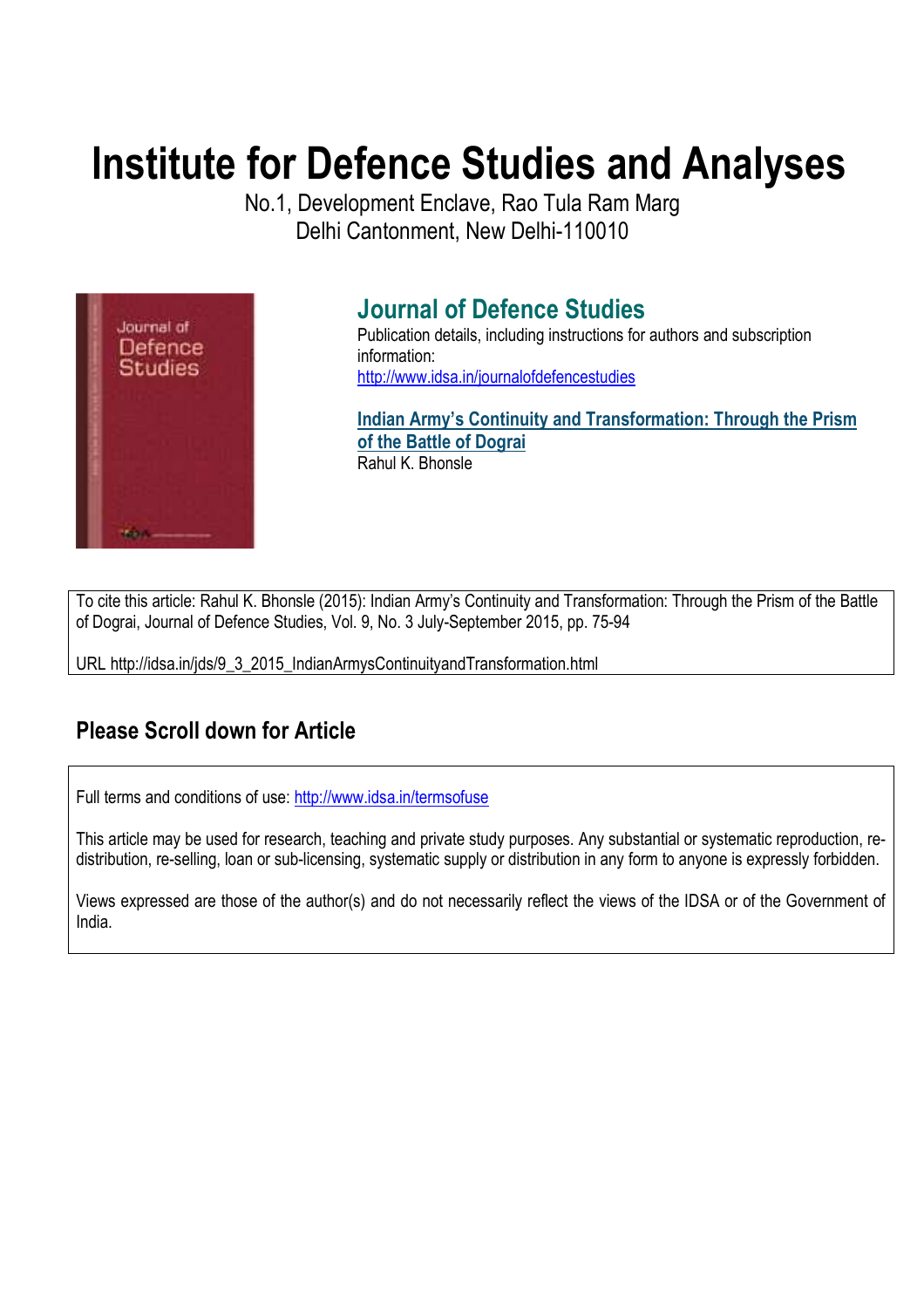# Institute for Defence Studies and Analyses

No.1, Development Enclave, Rao Tula Ram Marg
Delhi Cantonment, New Delhi-110010

## Journal of Defence Studies

Publication details, including instructions for authors and subscription information:
http://www.idsa.in/journalofdefencestudies

**Indian Army's Continuity and Transformation: Through the Prism of the Battle of Dograi**
Rahul K. Bhonsle

To cite this article: Rahul K. Bhonsle (2015): Indian Army's Continuity and Transformation: Through the Prism of the Battle of Dograi, Journal of Defence Studies, Vol. 9, No. 3 July-September 2015, pp. 75-94

URL http://idsa.in/jds/9_3_2015_IndianArmysContinuityandTransformation.html

## Please Scroll down for Article

Full terms and conditions of use: http://www.idsa.in/termsofuse

This article may be used for research, teaching and private study purposes. Any substantial or systematic reproduction, re-distribution, re-selling, loan or sub-licensing, systematic supply or distribution in any form to anyone is expressly forbidden.

Views expressed are those of the author(s) and do not necessarily reflect the views of the IDSA or of the Government of India.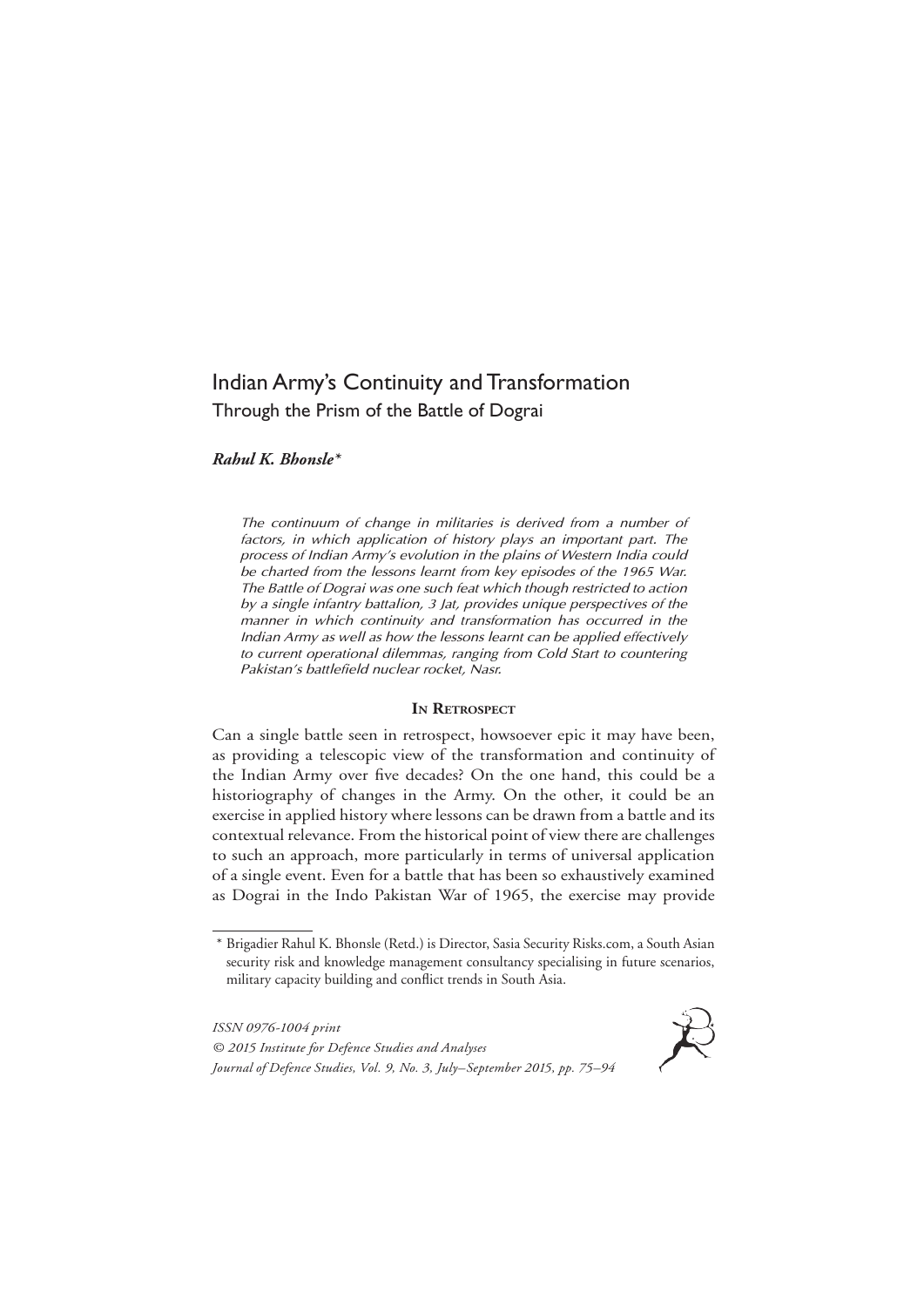# Indian Army's Continuity and Transformation

## Through the Prism of the Battle of Dograi

***Rahul K. Bhonsle****

*The continuum of change in militaries is derived from a number of factors, in which application of history plays an important part. The process of Indian Army's evolution in the plains of Western India could be charted from the lessons learnt from key episodes of the 1965 War. The Battle of Dograi was one such feat which though restricted to action by a single infantry battalion, 3 Jat, provides unique perspectives of the manner in which continuity and transformation has occurred in the Indian Army as well as how the lessons learnt can be applied effectively to current operational dilemmas, ranging from Cold Start to countering Pakistan's battlefield nuclear rocket, Nasr.*

### In Retrospect

Can a single battle seen in retrospect, howsoever epic it may have been, as providing a telescopic view of the transformation and continuity of the Indian Army over five decades? On the one hand, this could be a historiography of changes in the Army. On the other, it could be an exercise in applied history where lessons can be drawn from a battle and its contextual relevance. From the historical point of view there are challenges to such an approach, more particularly in terms of universal application of a single event. Even for a battle that has been so exhaustively examined as Dograi in the Indo Pakistan War of 1965, the exercise may provide

---

\* Brigadier Rahul K. Bhonsle (Retd.) is Director, Sasia Security Risks.com, a South Asian security risk and knowledge management consultancy specialising in future scenarios, military capacity building and conflict trends in South Asia.

*ISSN 0976-1004 print*
*© 2015 Institute for Defence Studies and Analyses*
*Journal of Defence Studies, Vol. 9, No. 3, July–September 2015, pp. 75–94*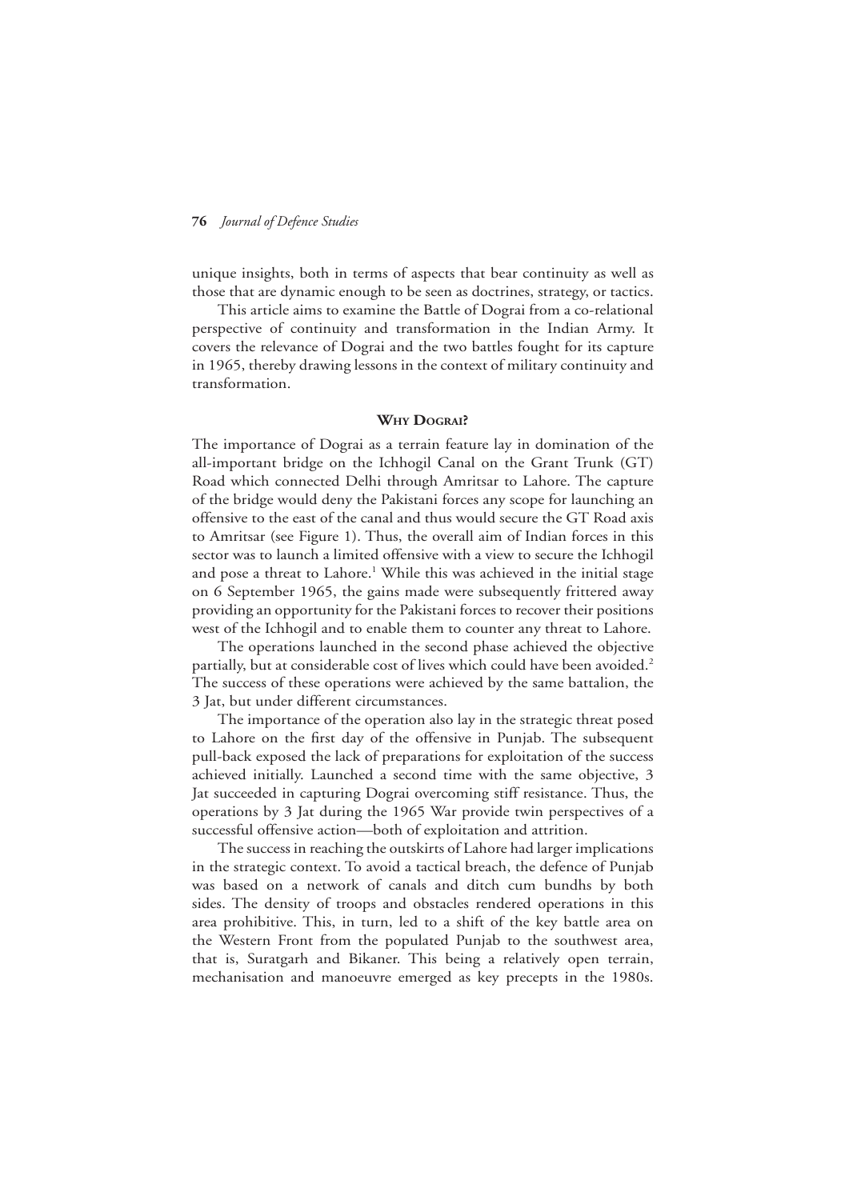unique insights, both in terms of aspects that bear continuity as well as those that are dynamic enough to be seen as doctrines, strategy, or tactics.

This article aims to examine the Battle of Dograi from a co-relational perspective of continuity and transformation in the Indian Army. It covers the relevance of Dograi and the two battles fought for its capture in 1965, thereby drawing lessons in the context of military continuity and transformation.

## Why Dograi?

The importance of Dograi as a terrain feature lay in domination of the all-important bridge on the Ichhogil Canal on the Grant Trunk (GT) Road which connected Delhi through Amritsar to Lahore. The capture of the bridge would deny the Pakistani forces any scope for launching an offensive to the east of the canal and thus would secure the GT Road axis to Amritsar (see Figure 1). Thus, the overall aim of Indian forces in this sector was to launch a limited offensive with a view to secure the Ichhogil and pose a threat to Lahore.[1] While this was achieved in the initial stage on 6 September 1965, the gains made were subsequently frittered away providing an opportunity for the Pakistani forces to recover their positions west of the Ichhogil and to enable them to counter any threat to Lahore.

The operations launched in the second phase achieved the objective partially, but at considerable cost of lives which could have been avoided.[2] The success of these operations were achieved by the same battalion, the 3 Jat, but under different circumstances.

The importance of the operation also lay in the strategic threat posed to Lahore on the first day of the offensive in Punjab. The subsequent pull-back exposed the lack of preparations for exploitation of the success achieved initially. Launched a second time with the same objective, 3 Jat succeeded in capturing Dograi overcoming stiff resistance. Thus, the operations by 3 Jat during the 1965 War provide twin perspectives of a successful offensive action—both of exploitation and attrition.

The success in reaching the outskirts of Lahore had larger implications in the strategic context. To avoid a tactical breach, the defence of Punjab was based on a network of canals and ditch cum bundhs by both sides. The density of troops and obstacles rendered operations in this area prohibitive. This, in turn, led to a shift of the key battle area on the Western Front from the populated Punjab to the southwest area, that is, Suratgarh and Bikaner. This being a relatively open terrain, mechanisation and manoeuvre emerged as key precepts in the 1980s.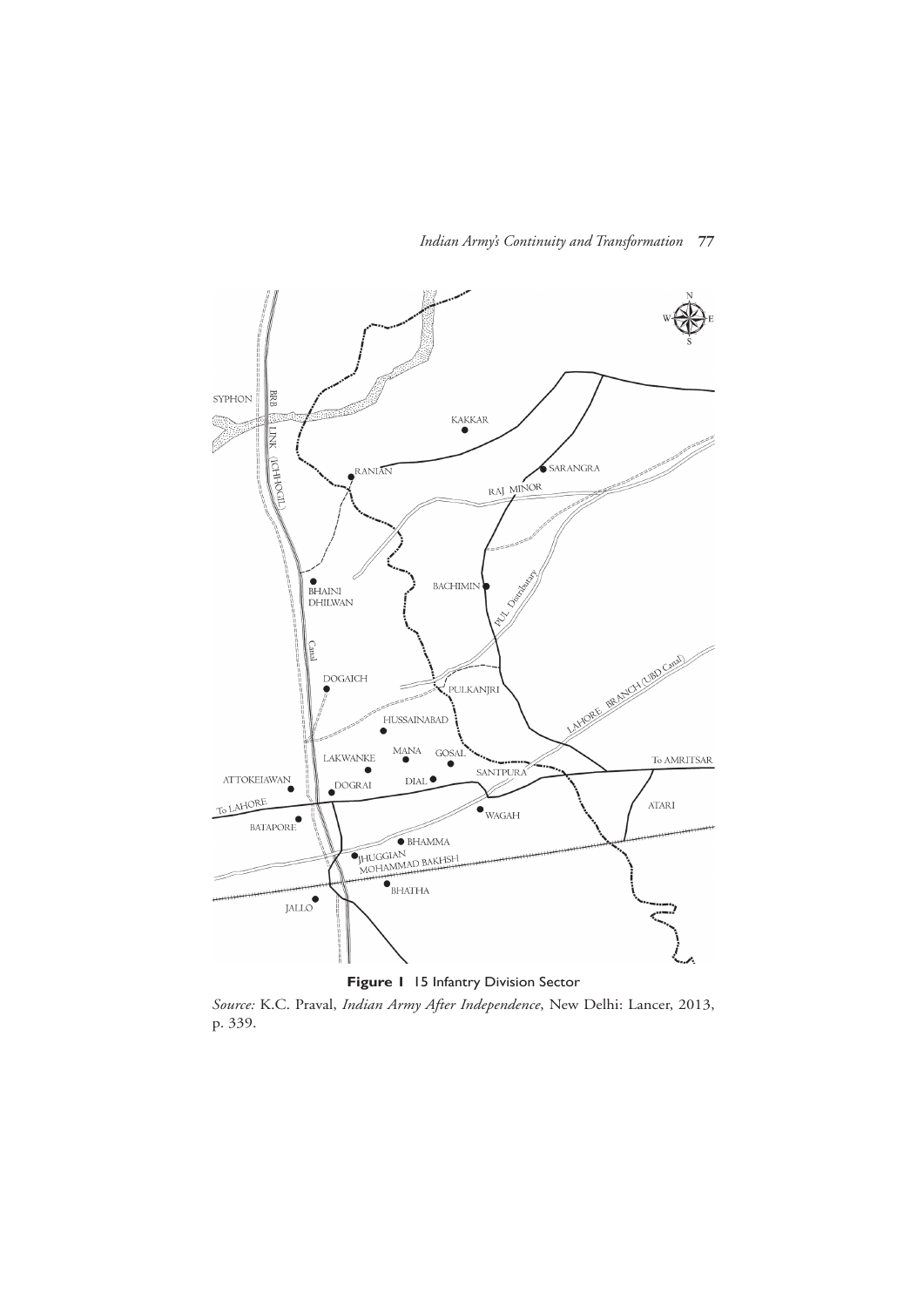**Figure 1** 15 Infantry Division Sector

*Source:* K.C. Praval, *Indian Army After Independence*, New Delhi: Lancer, 2013, p. 339.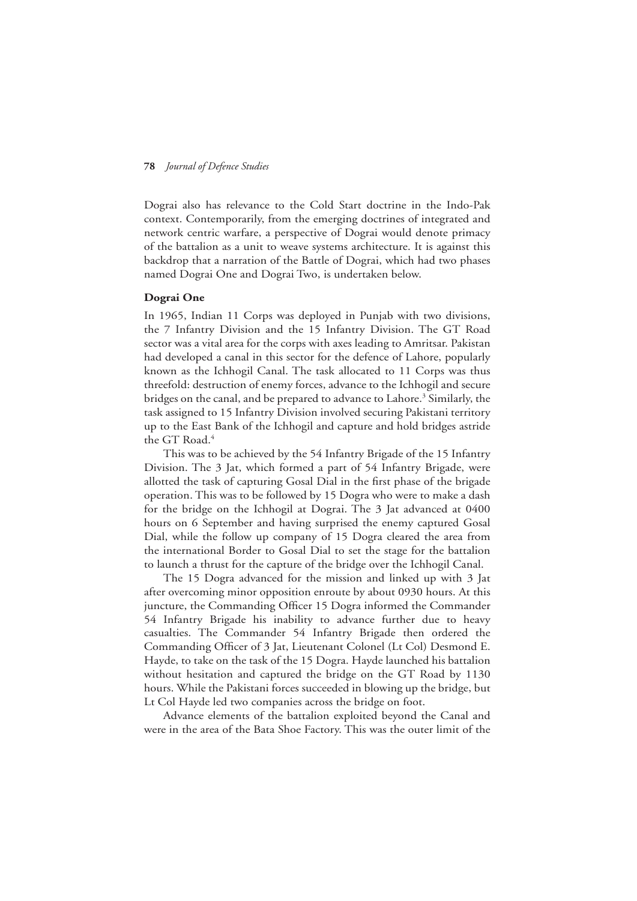Dograi also has relevance to the Cold Start doctrine in the Indo-Pak context. Contemporarily, from the emerging doctrines of integrated and network centric warfare, a perspective of Dograi would denote primacy of the battalion as a unit to weave systems architecture. It is against this backdrop that a narration of the Battle of Dograi, which had two phases named Dograi One and Dograi Two, is undertaken below.

**Dograi One**

In 1965, Indian 11 Corps was deployed in Punjab with two divisions, the 7 Infantry Division and the 15 Infantry Division. The GT Road sector was a vital area for the corps with axes leading to Amritsar. Pakistan had developed a canal in this sector for the defence of Lahore, popularly known as the Ichhogil Canal. The task allocated to 11 Corps was thus threefold: destruction of enemy forces, advance to the Ichhogil and secure bridges on the canal, and be prepared to advance to Lahore.[3] Similarly, the task assigned to 15 Infantry Division involved securing Pakistani territory up to the East Bank of the Ichhogil and capture and hold bridges astride the GT Road.[4]

This was to be achieved by the 54 Infantry Brigade of the 15 Infantry Division. The 3 Jat, which formed a part of 54 Infantry Brigade, were allotted the task of capturing Gosal Dial in the first phase of the brigade operation. This was to be followed by 15 Dogra who were to make a dash for the bridge on the Ichhogil at Dograi. The 3 Jat advanced at 0400 hours on 6 September and having surprised the enemy captured Gosal Dial, while the follow up company of 15 Dogra cleared the area from the international Border to Gosal Dial to set the stage for the battalion to launch a thrust for the capture of the bridge over the Ichhogil Canal.

The 15 Dogra advanced for the mission and linked up with 3 Jat after overcoming minor opposition enroute by about 0930 hours. At this juncture, the Commanding Officer 15 Dogra informed the Commander 54 Infantry Brigade his inability to advance further due to heavy casualties. The Commander 54 Infantry Brigade then ordered the Commanding Officer of 3 Jat, Lieutenant Colonel (Lt Col) Desmond E. Hayde, to take on the task of the 15 Dogra. Hayde launched his battalion without hesitation and captured the bridge on the GT Road by 1130 hours. While the Pakistani forces succeeded in blowing up the bridge, but Lt Col Hayde led two companies across the bridge on foot.

Advance elements of the battalion exploited beyond the Canal and were in the area of the Bata Shoe Factory. This was the outer limit of the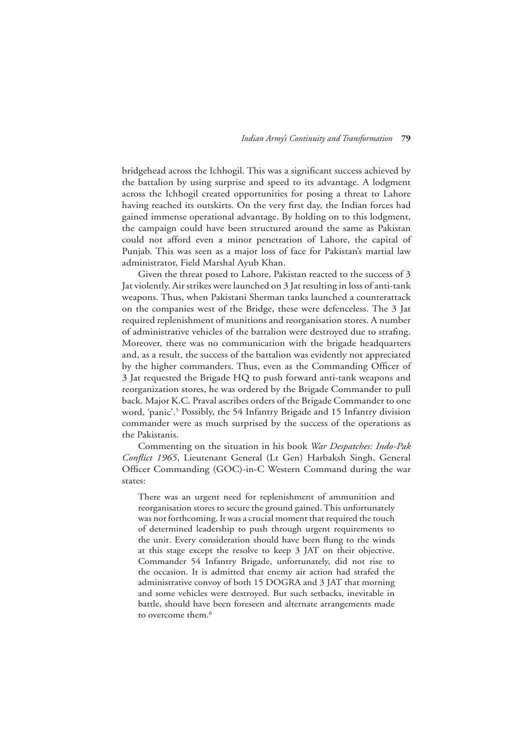bridgehead across the Ichhogil. This was a significant success achieved by the battalion by using surprise and speed to its advantage. A lodgment across the Ichhogil created opportunities for posing a threat to Lahore having reached its outskirts. On the very first day, the Indian forces had gained immense operational advantage. By holding on to this lodgment, the campaign could have been structured around the same as Pakistan could not afford even a minor penetration of Lahore, the capital of Punjab. This was seen as a major loss of face for Pakistan's martial law administrator, Field Marshal Ayub Khan.

Given the threat posed to Lahore, Pakistan reacted to the success of 3 Jat violently. Air strikes were launched on 3 Jat resulting in loss of anti-tank weapons. Thus, when Pakistani Sherman tanks launched a counterattack on the companies west of the Bridge, these were defenceless. The 3 Jat required replenishment of munitions and reorganisation stores. A number of administrative vehicles of the battalion were destroyed due to strafing. Moreover, there was no communication with the brigade headquarters and, as a result, the success of the battalion was evidently not appreciated by the higher commanders. Thus, even as the Commanding Officer of 3 Jat requested the Brigade HQ to push forward anti-tank weapons and reorganization stores, he was ordered by the Brigade Commander to pull back. Major K.C. Praval ascribes orders of the Brigade Commander to one word, 'panic'.[5] Possibly, the 54 Infantry Brigade and 15 Infantry division commander were as much surprised by the success of the operations as the Pakistanis.

Commenting on the situation in his book *War Despatches: Indo-Pak Conflict 1965*, Lieutenant General (Lt Gen) Harbaksh Singh, General Officer Commanding (GOC)-in-C Western Command during the war states:

> There was an urgent need for replenishment of ammunition and reorganisation stores to secure the ground gained. This unfortunately was not forthcoming. It was a crucial moment that required the touch of determined leadership to push through urgent requirements to the unit. Every consideration should have been flung to the winds at this stage except the resolve to keep 3 JAT on their objective. Commander 54 Infantry Brigade, unfortunately, did not rise to the occasion. It is admitted that enemy air action had strafed the administrative convoy of both 15 DOGRA and 3 JAT that morning and some vehicles were destroyed. But such setbacks, inevitable in battle, should have been foreseen and alternate arrangements made to overcome them.[6]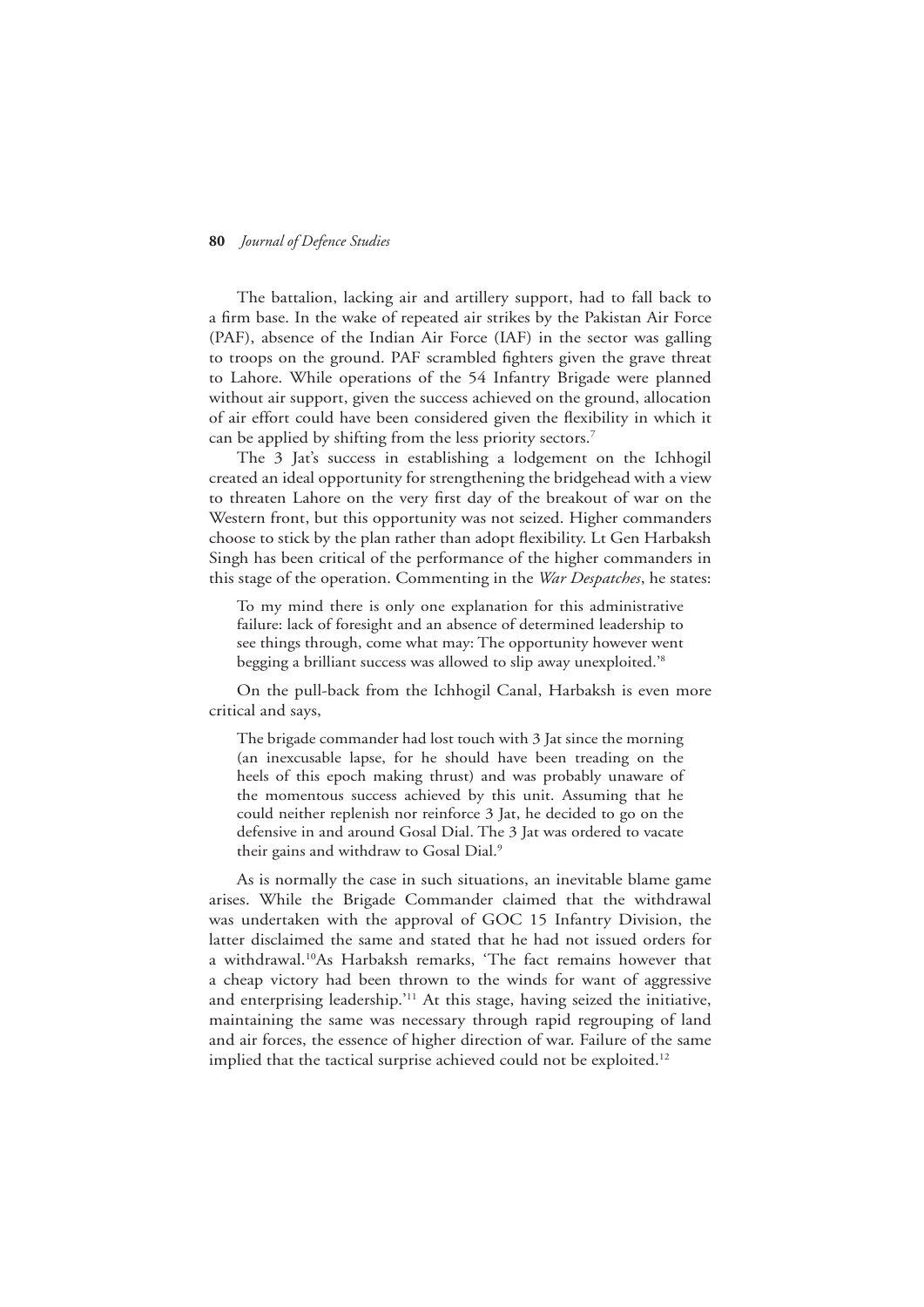The battalion, lacking air and artillery support, had to fall back to a firm base. In the wake of repeated air strikes by the Pakistan Air Force (PAF), absence of the Indian Air Force (IAF) in the sector was galling to troops on the ground. PAF scrambled fighters given the grave threat to Lahore. While operations of the 54 Infantry Brigade were planned without air support, given the success achieved on the ground, allocation of air effort could have been considered given the flexibility in which it can be applied by shifting from the less priority sectors.[7]

The 3 Jat's success in establishing a lodgement on the Ichhogil created an ideal opportunity for strengthening the bridgehead with a view to threaten Lahore on the very first day of the breakout of war on the Western front, but this opportunity was not seized. Higher commanders choose to stick by the plan rather than adopt flexibility. Lt Gen Harbaksh Singh has been critical of the performance of the higher commanders in this stage of the operation. Commenting in the *War Despatches*, he states:

> To my mind there is only one explanation for this administrative failure: lack of foresight and an absence of determined leadership to see things through, come what may: The opportunity however went begging a brilliant success was allowed to slip away unexploited.'[8]

On the pull-back from the Ichhogil Canal, Harbaksh is even more critical and says,

> The brigade commander had lost touch with 3 Jat since the morning (an inexcusable lapse, for he should have been treading on the heels of this epoch making thrust) and was probably unaware of the momentous success achieved by this unit. Assuming that he could neither replenish nor reinforce 3 Jat, he decided to go on the defensive in and around Gosal Dial. The 3 Jat was ordered to vacate their gains and withdraw to Gosal Dial.[9]

As is normally the case in such situations, an inevitable blame game arises. While the Brigade Commander claimed that the withdrawal was undertaken with the approval of GOC 15 Infantry Division, the latter disclaimed the same and stated that he had not issued orders for a withdrawal.[10]As Harbaksh remarks, 'The fact remains however that a cheap victory had been thrown to the winds for want of aggressive and enterprising leadership.'[11] At this stage, having seized the initiative, maintaining the same was necessary through rapid regrouping of land and air forces, the essence of higher direction of war. Failure of the same implied that the tactical surprise achieved could not be exploited.[12]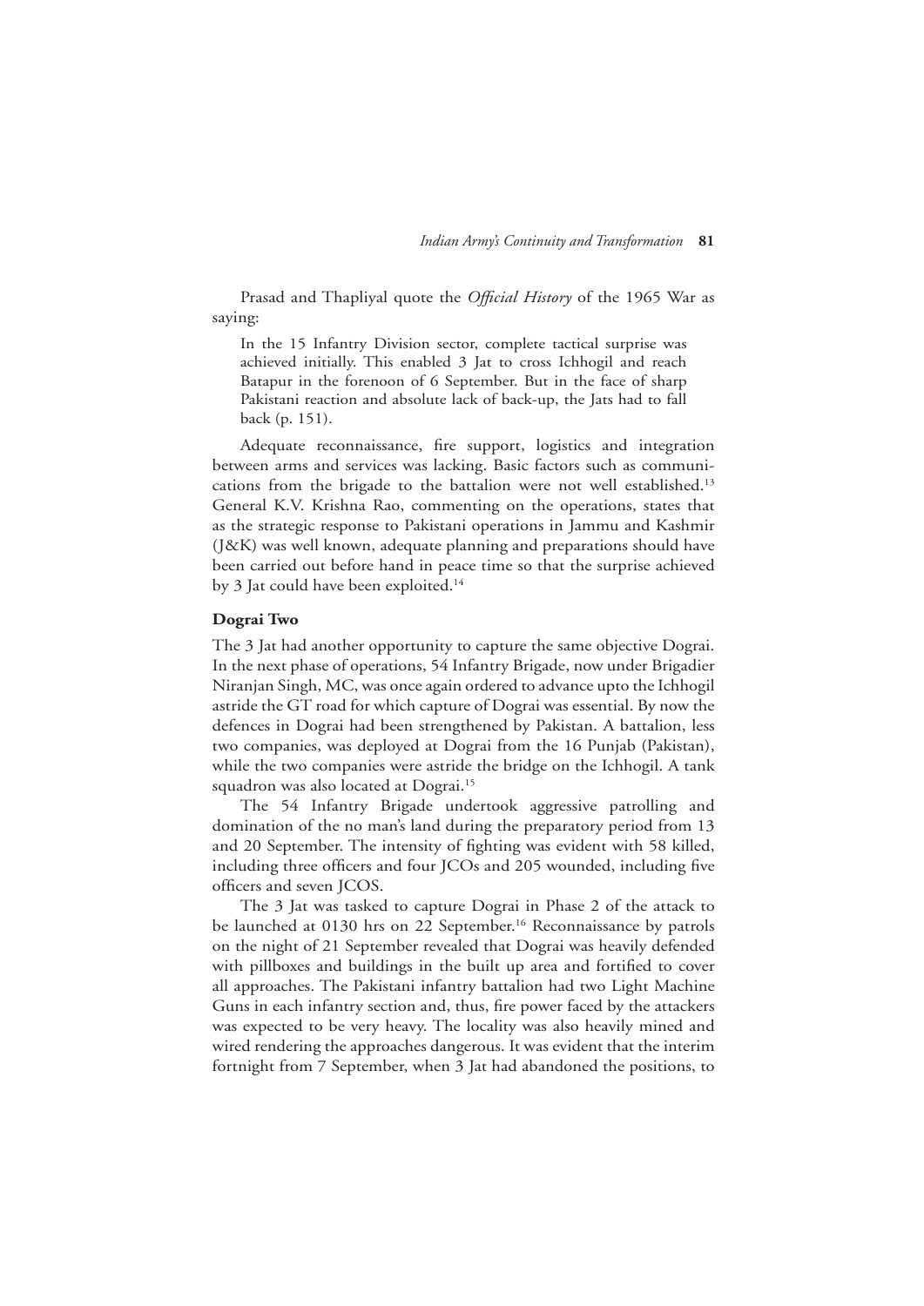Prasad and Thapliyal quote the *Official History* of the 1965 War as saying:

> In the 15 Infantry Division sector, complete tactical surprise was achieved initially. This enabled 3 Jat to cross Ichhogil and reach Batapur in the forenoon of 6 September. But in the face of sharp Pakistani reaction and absolute lack of back-up, the Jats had to fall back (p. 151).

Adequate reconnaissance, fire support, logistics and integration between arms and services was lacking. Basic factors such as communications from the brigade to the battalion were not well established.[13] General K.V. Krishna Rao, commenting on the operations, states that as the strategic response to Pakistani operations in Jammu and Kashmir (J&K) was well known, adequate planning and preparations should have been carried out before hand in peace time so that the surprise achieved by 3 Jat could have been exploited.[14]

**Dograi Two**

The 3 Jat had another opportunity to capture the same objective Dograi. In the next phase of operations, 54 Infantry Brigade, now under Brigadier Niranjan Singh, MC, was once again ordered to advance upto the Ichhogil astride the GT road for which capture of Dograi was essential. By now the defences in Dograi had been strengthened by Pakistan. A battalion, less two companies, was deployed at Dograi from the 16 Punjab (Pakistan), while the two companies were astride the bridge on the Ichhogil. A tank squadron was also located at Dograi.[15]

The 54 Infantry Brigade undertook aggressive patrolling and domination of the no man's land during the preparatory period from 13 and 20 September. The intensity of fighting was evident with 58 killed, including three officers and four JCOs and 205 wounded, including five officers and seven JCOS.

The 3 Jat was tasked to capture Dograi in Phase 2 of the attack to be launched at 0130 hrs on 22 September.[16] Reconnaissance by patrols on the night of 21 September revealed that Dograi was heavily defended with pillboxes and buildings in the built up area and fortified to cover all approaches. The Pakistani infantry battalion had two Light Machine Guns in each infantry section and, thus, fire power faced by the attackers was expected to be very heavy. The locality was also heavily mined and wired rendering the approaches dangerous. It was evident that the interim fortnight from 7 September, when 3 Jat had abandoned the positions, to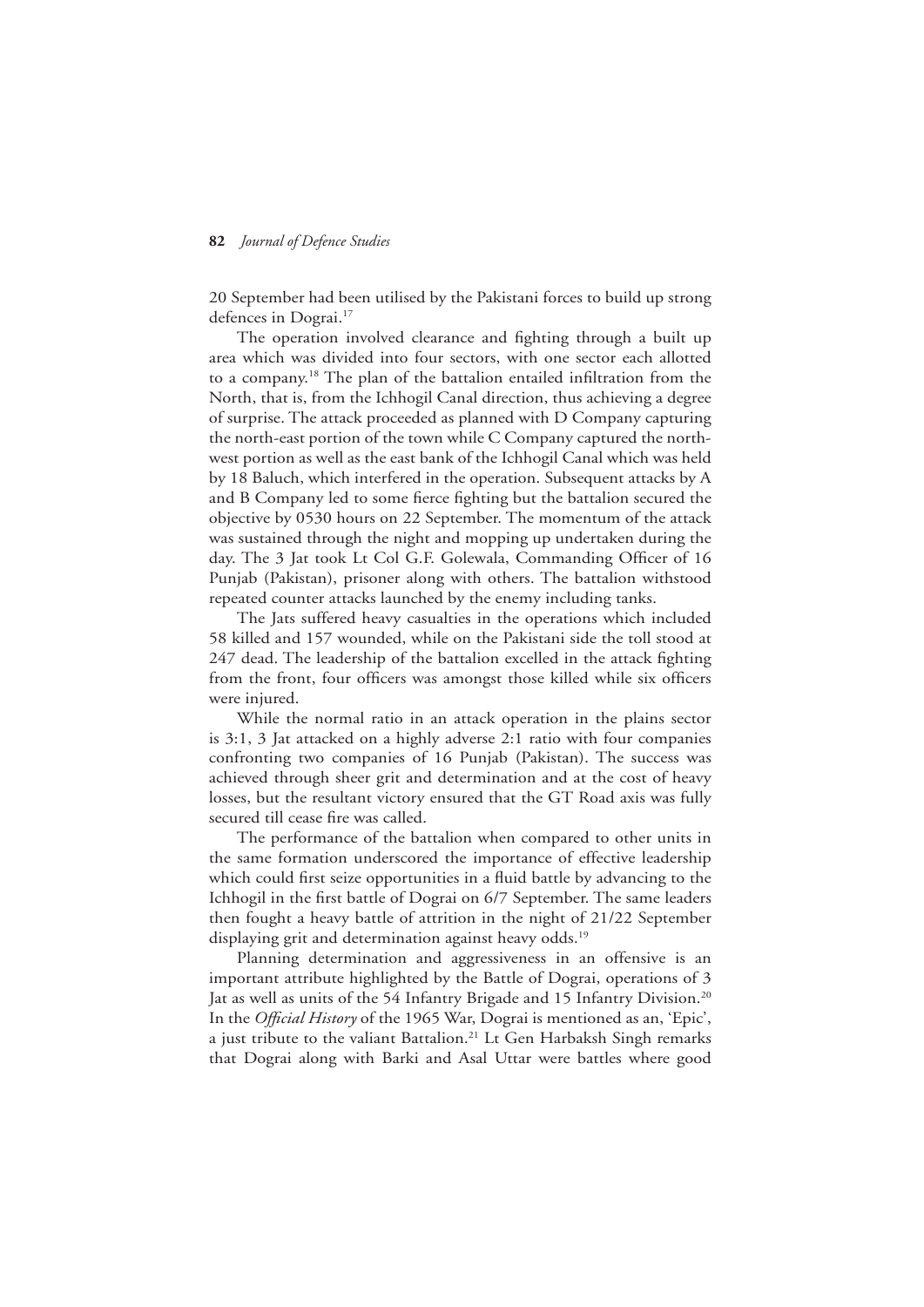20 September had been utilised by the Pakistani forces to build up strong defences in Dograi.[17]

The operation involved clearance and fighting through a built up area which was divided into four sectors, with one sector each allotted to a company.[18] The plan of the battalion entailed infiltration from the North, that is, from the Ichhogil Canal direction, thus achieving a degree of surprise. The attack proceeded as planned with D Company capturing the north-east portion of the town while C Company captured the north-west portion as well as the east bank of the Ichhogil Canal which was held by 18 Baluch, which interfered in the operation. Subsequent attacks by A and B Company led to some fierce fighting but the battalion secured the objective by 0530 hours on 22 September. The momentum of the attack was sustained through the night and mopping up undertaken during the day. The 3 Jat took Lt Col G.F. Golewala, Commanding Officer of 16 Punjab (Pakistan), prisoner along with others. The battalion withstood repeated counter attacks launched by the enemy including tanks.

The Jats suffered heavy casualties in the operations which included 58 killed and 157 wounded, while on the Pakistani side the toll stood at 247 dead. The leadership of the battalion excelled in the attack fighting from the front, four officers was amongst those killed while six officers were injured.

While the normal ratio in an attack operation in the plains sector is 3:1, 3 Jat attacked on a highly adverse 2:1 ratio with four companies confronting two companies of 16 Punjab (Pakistan). The success was achieved through sheer grit and determination and at the cost of heavy losses, but the resultant victory ensured that the GT Road axis was fully secured till cease fire was called.

The performance of the battalion when compared to other units in the same formation underscored the importance of effective leadership which could first seize opportunities in a fluid battle by advancing to the Ichhogil in the first battle of Dograi on 6/7 September. The same leaders then fought a heavy battle of attrition in the night of 21/22 September displaying grit and determination against heavy odds.[19]

Planning determination and aggressiveness in an offensive is an important attribute highlighted by the Battle of Dograi, operations of 3 Jat as well as units of the 54 Infantry Brigade and 15 Infantry Division.[20] In the *Official History* of the 1965 War, Dograi is mentioned as an, 'Epic', a just tribute to the valiant Battalion.[21] Lt Gen Harbaksh Singh remarks that Dograi along with Barki and Asal Uttar were battles where good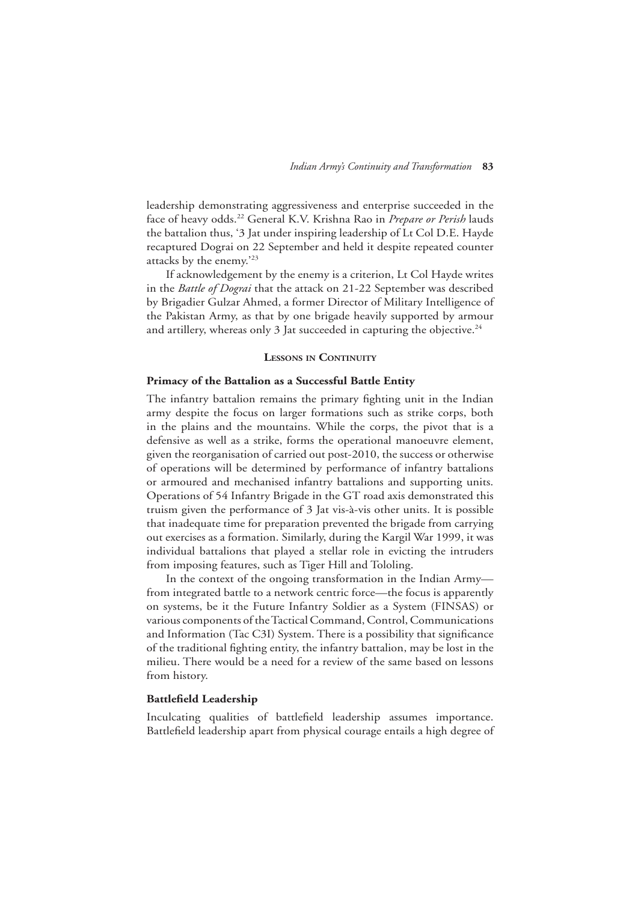leadership demonstrating aggressiveness and enterprise succeeded in the face of heavy odds.[22] General K.V. Krishna Rao in *Prepare or Perish* lauds the battalion thus, '3 Jat under inspiring leadership of Lt Col D.E. Hayde recaptured Dograi on 22 September and held it despite repeated counter attacks by the enemy.'[23]

If acknowledgement by the enemy is a criterion, Lt Col Hayde writes in the *Battle of Dograi* that the attack on 21-22 September was described by Brigadier Gulzar Ahmed, a former Director of Military Intelligence of the Pakistan Army, as that by one brigade heavily supported by armour and artillery, whereas only 3 Jat succeeded in capturing the objective.[24]

## Lessons in Continuity

### Primacy of the Battalion as a Successful Battle Entity

The infantry battalion remains the primary fighting unit in the Indian army despite the focus on larger formations such as strike corps, both in the plains and the mountains. While the corps, the pivot that is a defensive as well as a strike, forms the operational manoeuvre element, given the reorganisation of carried out post-2010, the success or otherwise of operations will be determined by performance of infantry battalions or armoured and mechanised infantry battalions and supporting units. Operations of 54 Infantry Brigade in the GT road axis demonstrated this truism given the performance of 3 Jat vis-à-vis other units. It is possible that inadequate time for preparation prevented the brigade from carrying out exercises as a formation. Similarly, during the Kargil War 1999, it was individual battalions that played a stellar role in evicting the intruders from imposing features, such as Tiger Hill and Tololing.

In the context of the ongoing transformation in the Indian Army—from integrated battle to a network centric force—the focus is apparently on systems, be it the Future Infantry Soldier as a System (FINSAS) or various components of the Tactical Command, Control, Communications and Information (Tac C3I) System. There is a possibility that significance of the traditional fighting entity, the infantry battalion, may be lost in the milieu. There would be a need for a review of the same based on lessons from history.

### Battlefield Leadership

Inculcating qualities of battlefield leadership assumes importance. Battlefield leadership apart from physical courage entails a high degree of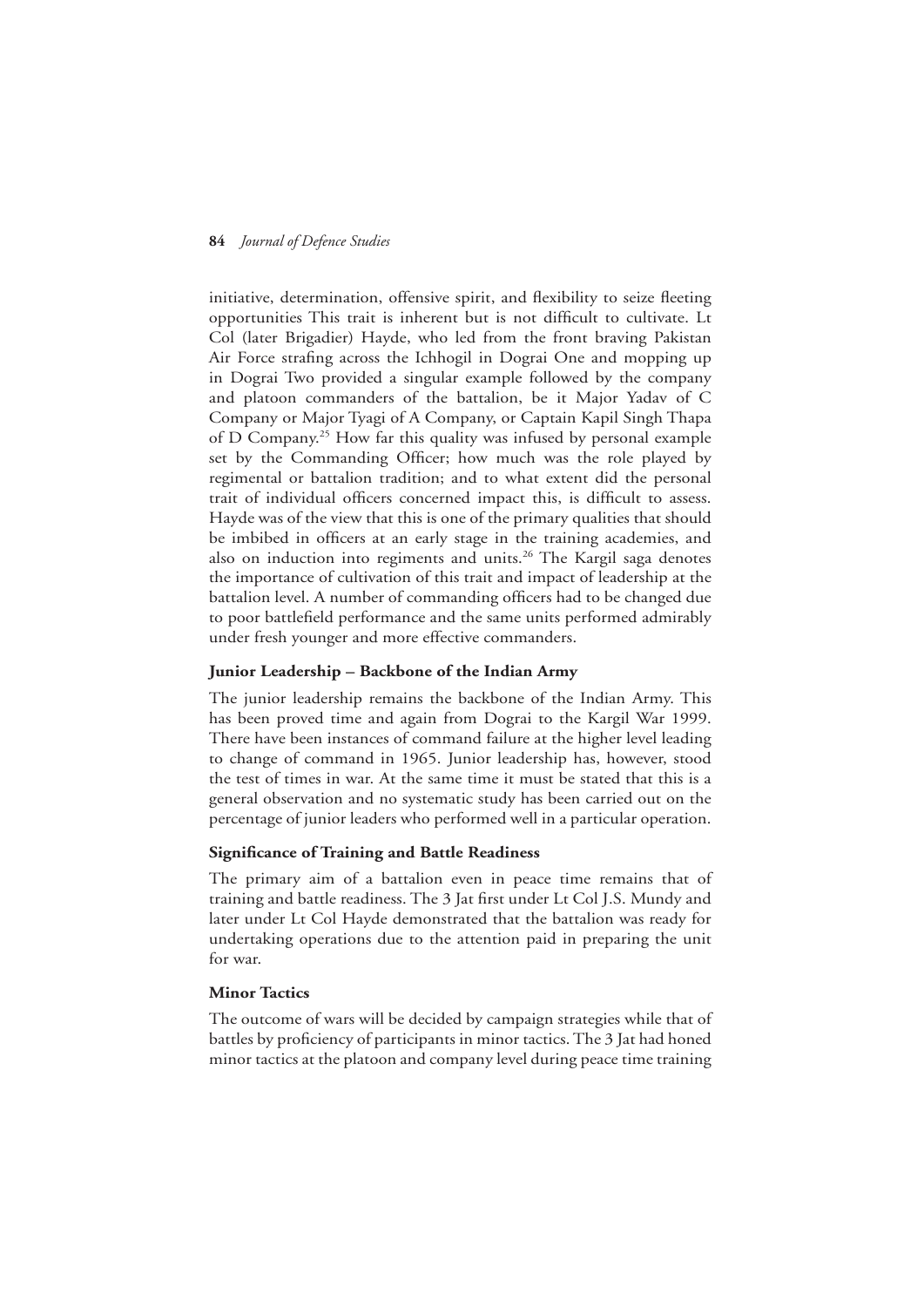initiative, determination, offensive spirit, and flexibility to seize fleeting opportunities This trait is inherent but is not difficult to cultivate. Lt Col (later Brigadier) Hayde, who led from the front braving Pakistan Air Force strafing across the Ichhogil in Dograi One and mopping up in Dograi Two provided a singular example followed by the company and platoon commanders of the battalion, be it Major Yadav of C Company or Major Tyagi of A Company, or Captain Kapil Singh Thapa of D Company.[25] How far this quality was infused by personal example set by the Commanding Officer; how much was the role played by regimental or battalion tradition; and to what extent did the personal trait of individual officers concerned impact this, is difficult to assess. Hayde was of the view that this is one of the primary qualities that should be imbibed in officers at an early stage in the training academies, and also on induction into regiments and units.[26] The Kargil saga denotes the importance of cultivation of this trait and impact of leadership at the battalion level. A number of commanding officers had to be changed due to poor battlefield performance and the same units performed admirably under fresh younger and more effective commanders.

### Junior Leadership – Backbone of the Indian Army

The junior leadership remains the backbone of the Indian Army. This has been proved time and again from Dograi to the Kargil War 1999. There have been instances of command failure at the higher level leading to change of command in 1965. Junior leadership has, however, stood the test of times in war. At the same time it must be stated that this is a general observation and no systematic study has been carried out on the percentage of junior leaders who performed well in a particular operation.

### Significance of Training and Battle Readiness

The primary aim of a battalion even in peace time remains that of training and battle readiness. The 3 Jat first under Lt Col J.S. Mundy and later under Lt Col Hayde demonstrated that the battalion was ready for undertaking operations due to the attention paid in preparing the unit for war.

### Minor Tactics

The outcome of wars will be decided by campaign strategies while that of battles by proficiency of participants in minor tactics. The 3 Jat had honed minor tactics at the platoon and company level during peace time training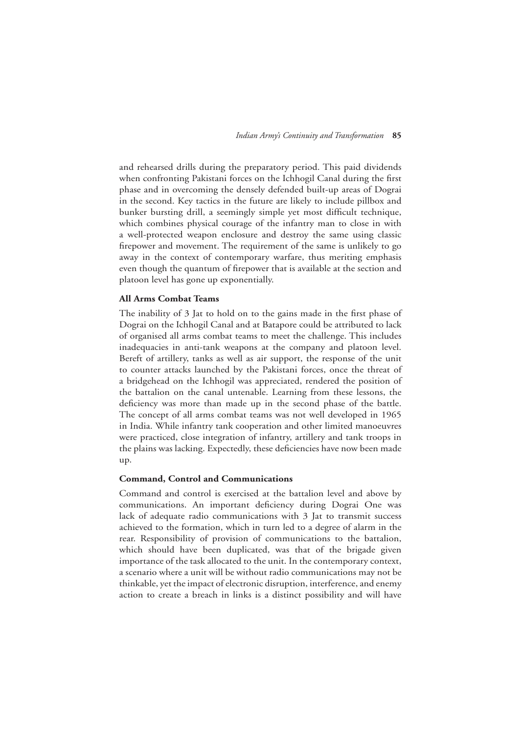and rehearsed drills during the preparatory period. This paid dividends when confronting Pakistani forces on the Ichhogil Canal during the first phase and in overcoming the densely defended built-up areas of Dograi in the second. Key tactics in the future are likely to include pillbox and bunker bursting drill, a seemingly simple yet most difficult technique, which combines physical courage of the infantry man to close in with a well-protected weapon enclosure and destroy the same using classic firepower and movement. The requirement of the same is unlikely to go away in the context of contemporary warfare, thus meriting emphasis even though the quantum of firepower that is available at the section and platoon level has gone up exponentially.

**All Arms Combat Teams**

The inability of 3 Jat to hold on to the gains made in the first phase of Dograi on the Ichhogil Canal and at Batapore could be attributed to lack of organised all arms combat teams to meet the challenge. This includes inadequacies in anti-tank weapons at the company and platoon level. Bereft of artillery, tanks as well as air support, the response of the unit to counter attacks launched by the Pakistani forces, once the threat of a bridgehead on the Ichhogil was appreciated, rendered the position of the battalion on the canal untenable. Learning from these lessons, the deficiency was more than made up in the second phase of the battle. The concept of all arms combat teams was not well developed in 1965 in India. While infantry tank cooperation and other limited manoeuvres were practiced, close integration of infantry, artillery and tank troops in the plains was lacking. Expectedly, these deficiencies have now been made up.

**Command, Control and Communications**

Command and control is exercised at the battalion level and above by communications. An important deficiency during Dograi One was lack of adequate radio communications with 3 Jat to transmit success achieved to the formation, which in turn led to a degree of alarm in the rear. Responsibility of provision of communications to the battalion, which should have been duplicated, was that of the brigade given importance of the task allocated to the unit. In the contemporary context, a scenario where a unit will be without radio communications may not be thinkable, yet the impact of electronic disruption, interference, and enemy action to create a breach in links is a distinct possibility and will have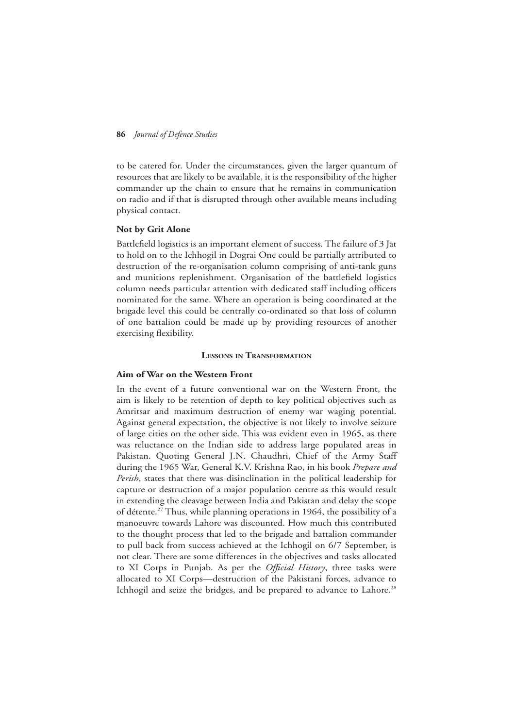to be catered for. Under the circumstances, given the larger quantum of resources that are likely to be available, it is the responsibility of the higher commander up the chain to ensure that he remains in communication on radio and if that is disrupted through other available means including physical contact.

### Not by Grit Alone

Battlefield logistics is an important element of success. The failure of 3 Jat to hold on to the Ichhogil in Dograi One could be partially attributed to destruction of the re-organisation column comprising of anti-tank guns and munitions replenishment. Organisation of the battlefield logistics column needs particular attention with dedicated staff including officers nominated for the same. Where an operation is being coordinated at the brigade level this could be centrally co-ordinated so that loss of column of one battalion could be made up by providing resources of another exercising flexibility.

## Lessons in Transformation

### Aim of War on the Western Front

In the event of a future conventional war on the Western Front, the aim is likely to be retention of depth to key political objectives such as Amritsar and maximum destruction of enemy war waging potential. Against general expectation, the objective is not likely to involve seizure of large cities on the other side. This was evident even in 1965, as there was reluctance on the Indian side to address large populated areas in Pakistan. Quoting General J.N. Chaudhri, Chief of the Army Staff during the 1965 War, General K.V. Krishna Rao, in his book *Prepare and Perish*, states that there was disinclination in the political leadership for capture or destruction of a major population centre as this would result in extending the cleavage between India and Pakistan and delay the scope of détente.[27] Thus, while planning operations in 1964, the possibility of a manoeuvre towards Lahore was discounted. How much this contributed to the thought process that led to the brigade and battalion commander to pull back from success achieved at the Ichhogil on 6/7 September, is not clear. There are some differences in the objectives and tasks allocated to XI Corps in Punjab. As per the *Official History*, three tasks were allocated to XI Corps—destruction of the Pakistani forces, advance to Ichhogil and seize the bridges, and be prepared to advance to Lahore.[28]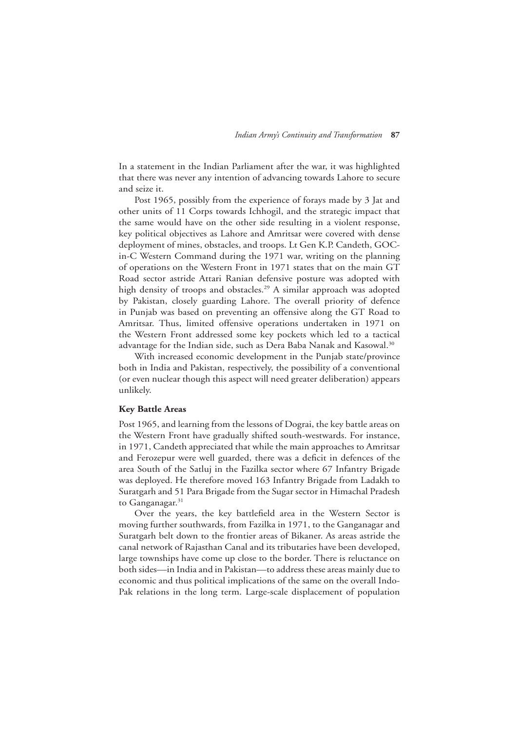In a statement in the Indian Parliament after the war, it was highlighted that there was never any intention of advancing towards Lahore to secure and seize it.

Post 1965, possibly from the experience of forays made by 3 Jat and other units of 11 Corps towards Ichhogil, and the strategic impact that the same would have on the other side resulting in a violent response, key political objectives as Lahore and Amritsar were covered with dense deployment of mines, obstacles, and troops. Lt Gen K.P. Candeth, GOC-in-C Western Command during the 1971 war, writing on the planning of operations on the Western Front in 1971 states that on the main GT Road sector astride Attari Ranian defensive posture was adopted with high density of troops and obstacles.[29] A similar approach was adopted by Pakistan, closely guarding Lahore. The overall priority of defence in Punjab was based on preventing an offensive along the GT Road to Amritsar. Thus, limited offensive operations undertaken in 1971 on the Western Front addressed some key pockets which led to a tactical advantage for the Indian side, such as Dera Baba Nanak and Kasowal.[30]

With increased economic development in the Punjab state/province both in India and Pakistan, respectively, the possibility of a conventional (or even nuclear though this aspect will need greater deliberation) appears unlikely.

**Key Battle Areas**

Post 1965, and learning from the lessons of Dograi, the key battle areas on the Western Front have gradually shifted south-westwards. For instance, in 1971, Candeth appreciated that while the main approaches to Amritsar and Ferozepur were well guarded, there was a deficit in defences of the area South of the Satluj in the Fazilka sector where 67 Infantry Brigade was deployed. He therefore moved 163 Infantry Brigade from Ladakh to Suratgarh and 51 Para Brigade from the Sugar sector in Himachal Pradesh to Ganganagar.[31]

Over the years, the key battlefield area in the Western Sector is moving further southwards, from Fazilka in 1971, to the Ganganagar and Suratgarh belt down to the frontier areas of Bikaner. As areas astride the canal network of Rajasthan Canal and its tributaries have been developed, large townships have come up close to the border. There is reluctance on both sides—in India and in Pakistan—to address these areas mainly due to economic and thus political implications of the same on the overall Indo-Pak relations in the long term. Large-scale displacement of population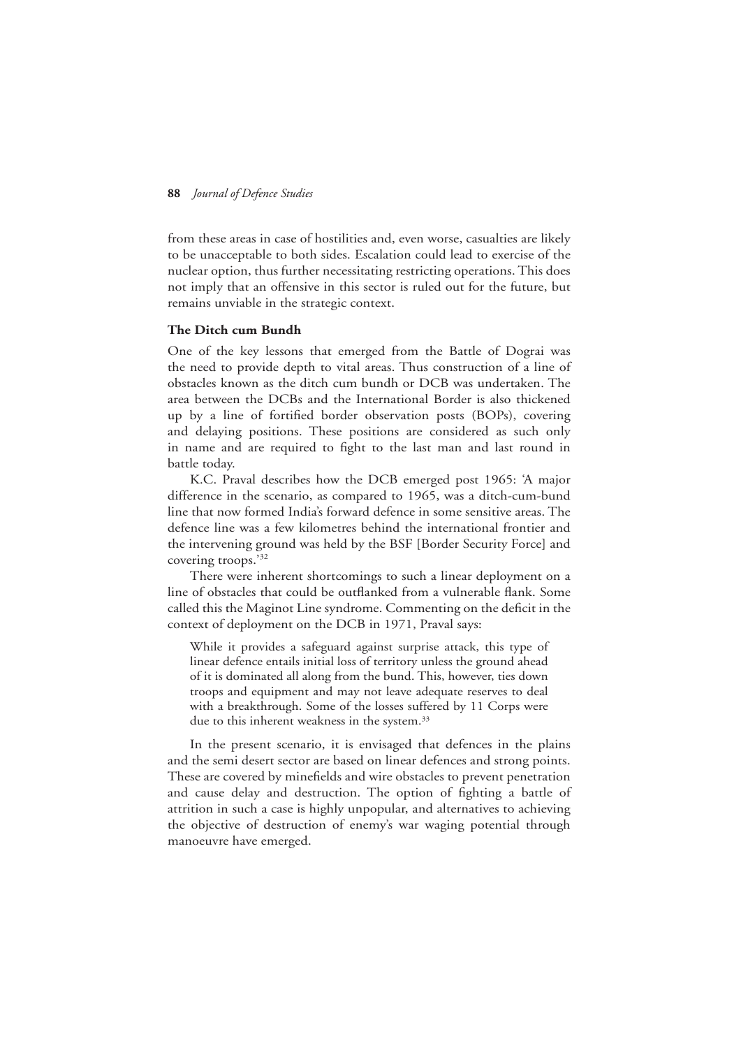from these areas in case of hostilities and, even worse, casualties are likely to be unacceptable to both sides. Escalation could lead to exercise of the nuclear option, thus further necessitating restricting operations. This does not imply that an offensive in this sector is ruled out for the future, but remains unviable in the strategic context.

### The Ditch cum Bundh

One of the key lessons that emerged from the Battle of Dograi was the need to provide depth to vital areas. Thus construction of a line of obstacles known as the ditch cum bundh or DCB was undertaken. The area between the DCBs and the International Border is also thickened up by a line of fortified border observation posts (BOPs), covering and delaying positions. These positions are considered as such only in name and are required to fight to the last man and last round in battle today.

K.C. Praval describes how the DCB emerged post 1965: 'A major difference in the scenario, as compared to 1965, was a ditch-cum-bund line that now formed India's forward defence in some sensitive areas. The defence line was a few kilometres behind the international frontier and the intervening ground was held by the BSF [Border Security Force] and covering troops.'[32]

There were inherent shortcomings to such a linear deployment on a line of obstacles that could be outflanked from a vulnerable flank. Some called this the Maginot Line syndrome. Commenting on the deficit in the context of deployment on the DCB in 1971, Praval says:

> While it provides a safeguard against surprise attack, this type of linear defence entails initial loss of territory unless the ground ahead of it is dominated all along from the bund. This, however, ties down troops and equipment and may not leave adequate reserves to deal with a breakthrough. Some of the losses suffered by 11 Corps were due to this inherent weakness in the system.[33]

In the present scenario, it is envisaged that defences in the plains and the semi desert sector are based on linear defences and strong points. These are covered by minefields and wire obstacles to prevent penetration and cause delay and destruction. The option of fighting a battle of attrition in such a case is highly unpopular, and alternatives to achieving the objective of destruction of enemy's war waging potential through manoeuvre have emerged.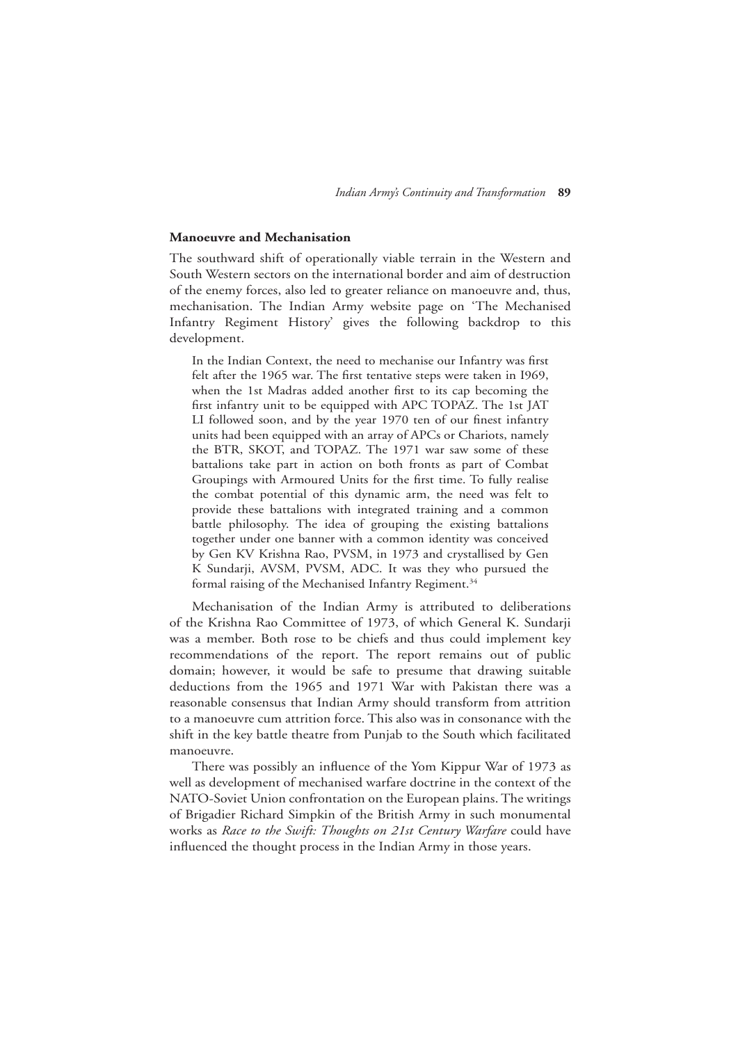### Manoeuvre and Mechanisation

The southward shift of operationally viable terrain in the Western and South Western sectors on the international border and aim of destruction of the enemy forces, also led to greater reliance on manoeuvre and, thus, mechanisation. The Indian Army website page on 'The Mechanised Infantry Regiment History' gives the following backdrop to this development.

> In the Indian Context, the need to mechanise our Infantry was first felt after the 1965 war. The first tentative steps were taken in I969, when the 1st Madras added another first to its cap becoming the first infantry unit to be equipped with APC TOPAZ. The 1st JAT LI followed soon, and by the year 1970 ten of our finest infantry units had been equipped with an array of APCs or Chariots, namely the BTR, SKOT, and TOPAZ. The 1971 war saw some of these battalions take part in action on both fronts as part of Combat Groupings with Armoured Units for the first time. To fully realise the combat potential of this dynamic arm, the need was felt to provide these battalions with integrated training and a common battle philosophy. The idea of grouping the existing battalions together under one banner with a common identity was conceived by Gen KV Krishna Rao, PVSM, in 1973 and crystallised by Gen K Sundarji, AVSM, PVSM, ADC. It was they who pursued the formal raising of the Mechanised Infantry Regiment.[34]

Mechanisation of the Indian Army is attributed to deliberations of the Krishna Rao Committee of 1973, of which General K. Sundarji was a member. Both rose to be chiefs and thus could implement key recommendations of the report. The report remains out of public domain; however, it would be safe to presume that drawing suitable deductions from the 1965 and 1971 War with Pakistan there was a reasonable consensus that Indian Army should transform from attrition to a manoeuvre cum attrition force. This also was in consonance with the shift in the key battle theatre from Punjab to the South which facilitated manoeuvre.

There was possibly an influence of the Yom Kippur War of 1973 as well as development of mechanised warfare doctrine in the context of the NATO-Soviet Union confrontation on the European plains. The writings of Brigadier Richard Simpkin of the British Army in such monumental works as *Race to the Swift: Thoughts on 21st Century Warfare* could have influenced the thought process in the Indian Army in those years.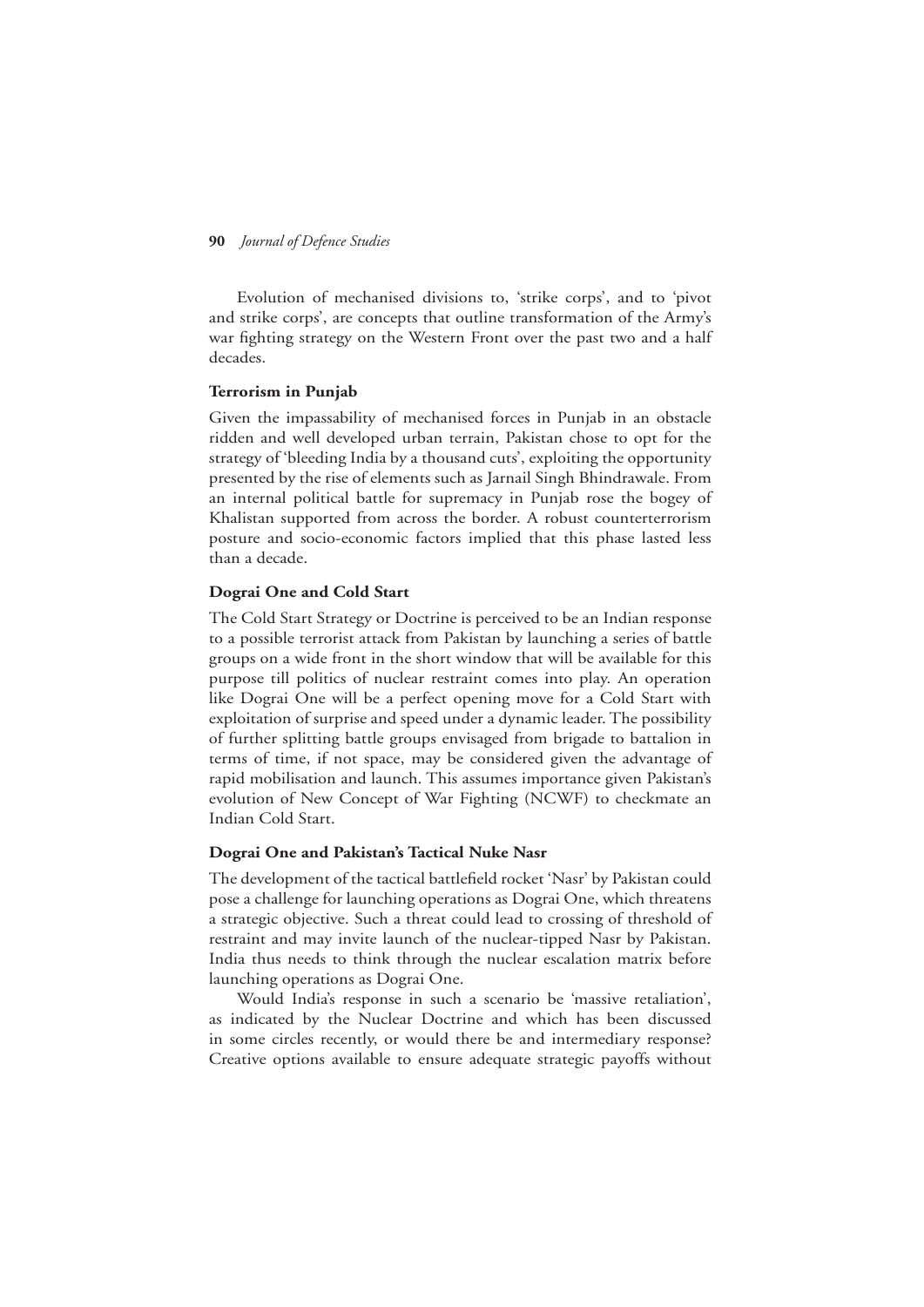Evolution of mechanised divisions to, 'strike corps', and to 'pivot and strike corps', are concepts that outline transformation of the Army's war fighting strategy on the Western Front over the past two and a half decades.

**Terrorism in Punjab**

Given the impassability of mechanised forces in Punjab in an obstacle ridden and well developed urban terrain, Pakistan chose to opt for the strategy of 'bleeding India by a thousand cuts', exploiting the opportunity presented by the rise of elements such as Jarnail Singh Bhindrawale. From an internal political battle for supremacy in Punjab rose the bogey of Khalistan supported from across the border. A robust counterterrorism posture and socio-economic factors implied that this phase lasted less than a decade.

**Dograi One and Cold Start**

The Cold Start Strategy or Doctrine is perceived to be an Indian response to a possible terrorist attack from Pakistan by launching a series of battle groups on a wide front in the short window that will be available for this purpose till politics of nuclear restraint comes into play. An operation like Dograi One will be a perfect opening move for a Cold Start with exploitation of surprise and speed under a dynamic leader. The possibility of further splitting battle groups envisaged from brigade to battalion in terms of time, if not space, may be considered given the advantage of rapid mobilisation and launch. This assumes importance given Pakistan's evolution of New Concept of War Fighting (NCWF) to checkmate an Indian Cold Start.

**Dograi One and Pakistan's Tactical Nuke Nasr**

The development of the tactical battlefield rocket 'Nasr' by Pakistan could pose a challenge for launching operations as Dograi One, which threatens a strategic objective. Such a threat could lead to crossing of threshold of restraint and may invite launch of the nuclear-tipped Nasr by Pakistan. India thus needs to think through the nuclear escalation matrix before launching operations as Dograi One.

Would India's response in such a scenario be 'massive retaliation', as indicated by the Nuclear Doctrine and which has been discussed in some circles recently, or would there be and intermediary response? Creative options available to ensure adequate strategic payoffs without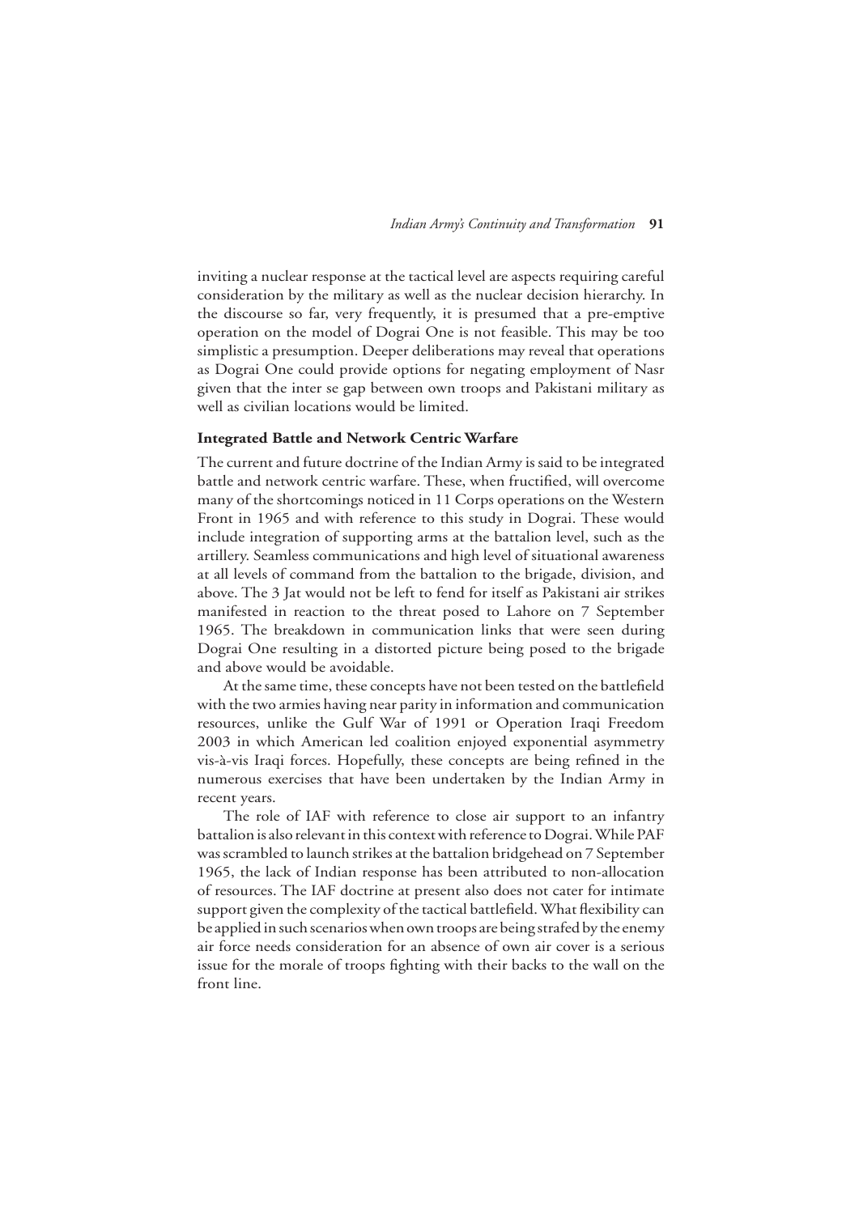inviting a nuclear response at the tactical level are aspects requiring careful consideration by the military as well as the nuclear decision hierarchy. In the discourse so far, very frequently, it is presumed that a pre-emptive operation on the model of Dograi One is not feasible. This may be too simplistic a presumption. Deeper deliberations may reveal that operations as Dograi One could provide options for negating employment of Nasr given that the inter se gap between own troops and Pakistani military as well as civilian locations would be limited.

### Integrated Battle and Network Centric Warfare

The current and future doctrine of the Indian Army is said to be integrated battle and network centric warfare. These, when fructified, will overcome many of the shortcomings noticed in 11 Corps operations on the Western Front in 1965 and with reference to this study in Dograi. These would include integration of supporting arms at the battalion level, such as the artillery. Seamless communications and high level of situational awareness at all levels of command from the battalion to the brigade, division, and above. The 3 Jat would not be left to fend for itself as Pakistani air strikes manifested in reaction to the threat posed to Lahore on 7 September 1965. The breakdown in communication links that were seen during Dograi One resulting in a distorted picture being posed to the brigade and above would be avoidable.

At the same time, these concepts have not been tested on the battlefield with the two armies having near parity in information and communication resources, unlike the Gulf War of 1991 or Operation Iraqi Freedom 2003 in which American led coalition enjoyed exponential asymmetry vis-à-vis Iraqi forces. Hopefully, these concepts are being refined in the numerous exercises that have been undertaken by the Indian Army in recent years.

The role of IAF with reference to close air support to an infantry battalion is also relevant in this context with reference to Dograi. While PAF was scrambled to launch strikes at the battalion bridgehead on 7 September 1965, the lack of Indian response has been attributed to non-allocation of resources. The IAF doctrine at present also does not cater for intimate support given the complexity of the tactical battlefield. What flexibility can be applied in such scenarios when own troops are being strafed by the enemy air force needs consideration for an absence of own air cover is a serious issue for the morale of troops fighting with their backs to the wall on the front line.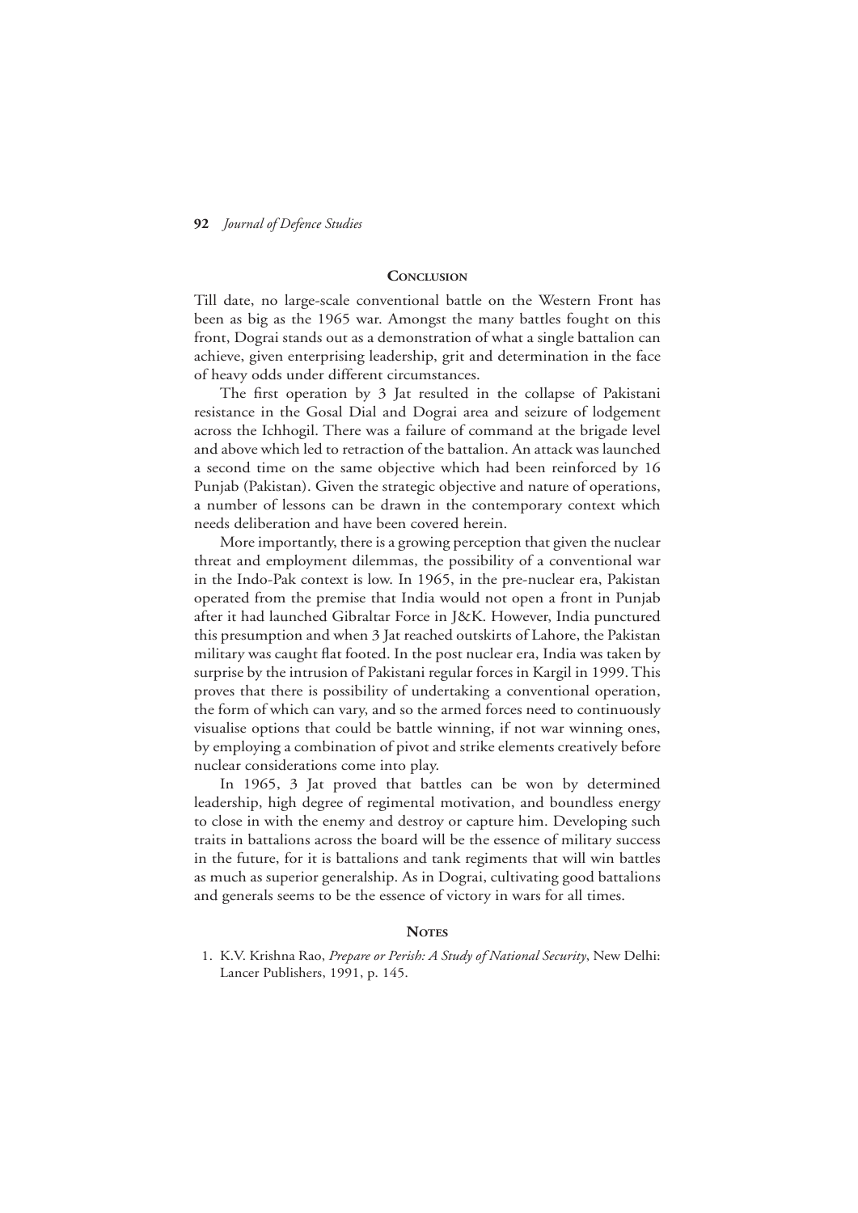## Conclusion

Till date, no large-scale conventional battle on the Western Front has been as big as the 1965 war. Amongst the many battles fought on this front, Dograi stands out as a demonstration of what a single battalion can achieve, given enterprising leadership, grit and determination in the face of heavy odds under different circumstances.

The first operation by 3 Jat resulted in the collapse of Pakistani resistance in the Gosal Dial and Dograi area and seizure of lodgement across the Ichhogil. There was a failure of command at the brigade level and above which led to retraction of the battalion. An attack was launched a second time on the same objective which had been reinforced by 16 Punjab (Pakistan). Given the strategic objective and nature of operations, a number of lessons can be drawn in the contemporary context which needs deliberation and have been covered herein.

More importantly, there is a growing perception that given the nuclear threat and employment dilemmas, the possibility of a conventional war in the Indo-Pak context is low. In 1965, in the pre-nuclear era, Pakistan operated from the premise that India would not open a front in Punjab after it had launched Gibraltar Force in J&K. However, India punctured this presumption and when 3 Jat reached outskirts of Lahore, the Pakistan military was caught flat footed. In the post nuclear era, India was taken by surprise by the intrusion of Pakistani regular forces in Kargil in 1999. This proves that there is possibility of undertaking a conventional operation, the form of which can vary, and so the armed forces need to continuously visualise options that could be battle winning, if not war winning ones, by employing a combination of pivot and strike elements creatively before nuclear considerations come into play.

In 1965, 3 Jat proved that battles can be won by determined leadership, high degree of regimental motivation, and boundless energy to close in with the enemy and destroy or capture him. Developing such traits in battalions across the board will be the essence of military success in the future, for it is battalions and tank regiments that will win battles as much as superior generalship. As in Dograi, cultivating good battalions and generals seems to be the essence of victory in wars for all times.

## Notes

1. K.V. Krishna Rao, *Prepare or Perish: A Study of National Security*, New Delhi: Lancer Publishers, 1991, p. 145.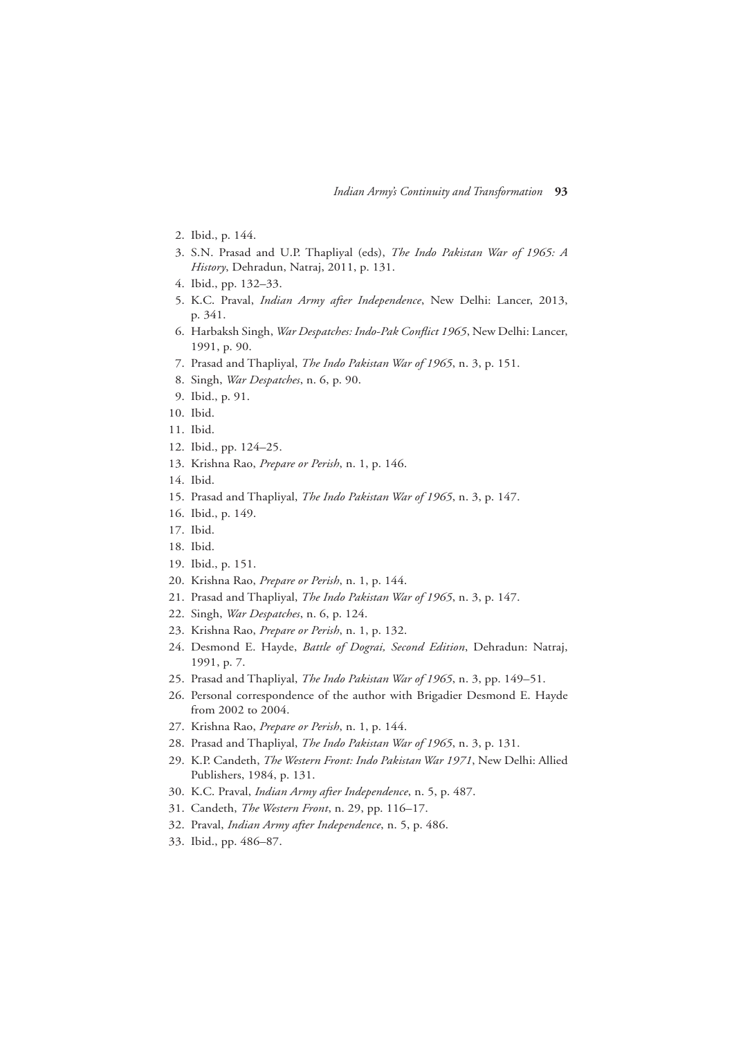2. Ibid., p. 144.
3. S.N. Prasad and U.P. Thapliyal (eds), *The Indo Pakistan War of 1965: A History*, Dehradun, Natraj, 2011, p. 131.
4. Ibid., pp. 132–33.
5. K.C. Praval, *Indian Army after Independence*, New Delhi: Lancer, 2013, p. 341.
6. Harbaksh Singh, *War Despatches: Indo-Pak Conflict 1965*, New Delhi: Lancer, 1991, p. 90.
7. Prasad and Thapliyal, *The Indo Pakistan War of 1965*, n. 3, p. 151.
8. Singh, *War Despatches*, n. 6, p. 90.
9. Ibid., p. 91.
10. Ibid.
11. Ibid.
12. Ibid., pp. 124–25.
13. Krishna Rao, *Prepare or Perish*, n. 1, p. 146.
14. Ibid.
15. Prasad and Thapliyal, *The Indo Pakistan War of 1965*, n. 3, p. 147.
16. Ibid., p. 149.
17. Ibid.
18. Ibid.
19. Ibid., p. 151.
20. Krishna Rao, *Prepare or Perish*, n. 1, p. 144.
21. Prasad and Thapliyal, *The Indo Pakistan War of 1965*, n. 3, p. 147.
22. Singh, *War Despatches*, n. 6, p. 124.
23. Krishna Rao, *Prepare or Perish*, n. 1, p. 132.
24. Desmond E. Hayde, *Battle of Dograi, Second Edition*, Dehradun: Natraj, 1991, p. 7.
25. Prasad and Thapliyal, *The Indo Pakistan War of 1965*, n. 3, pp. 149–51.
26. Personal correspondence of the author with Brigadier Desmond E. Hayde from 2002 to 2004.
27. Krishna Rao, *Prepare or Perish*, n. 1, p. 144.
28. Prasad and Thapliyal, *The Indo Pakistan War of 1965*, n. 3, p. 131.
29. K.P. Candeth, *The Western Front: Indo Pakistan War 1971*, New Delhi: Allied Publishers, 1984, p. 131.
30. K.C. Praval, *Indian Army after Independence*, n. 5, p. 487.
31. Candeth, *The Western Front*, n. 29, pp. 116–17.
32. Praval, *Indian Army after Independence*, n. 5, p. 486.
33. Ibid., pp. 486–87.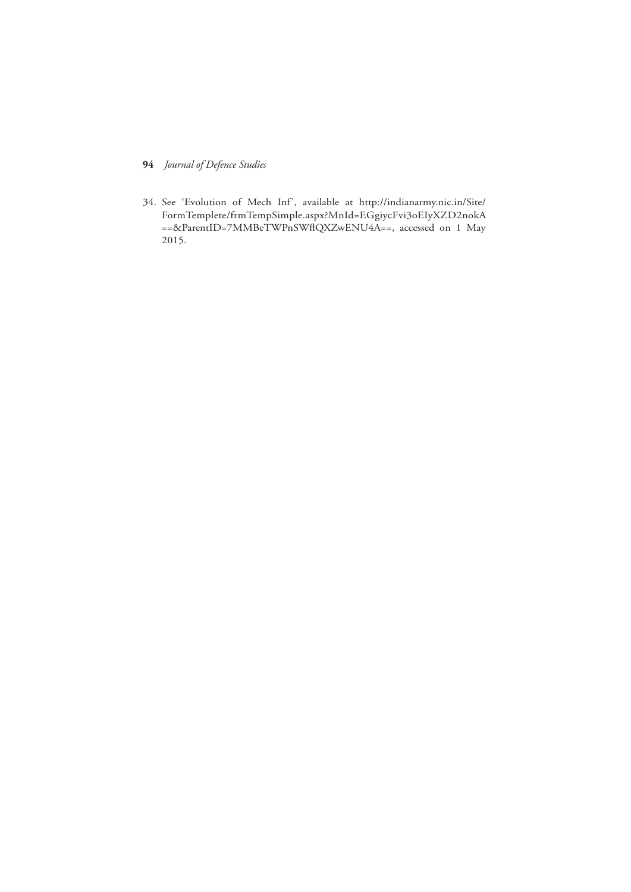34. See 'Evolution of Mech Inf', available at http://indianarmy.nic.in/Site/FormTemplete/frmTempSimple.aspx?MnId=EGgiycFvi3oEIyXZD2nokA==&ParentID=7MMBeTWPnSWflQXZwENU4A==, accessed on 1 May 2015.